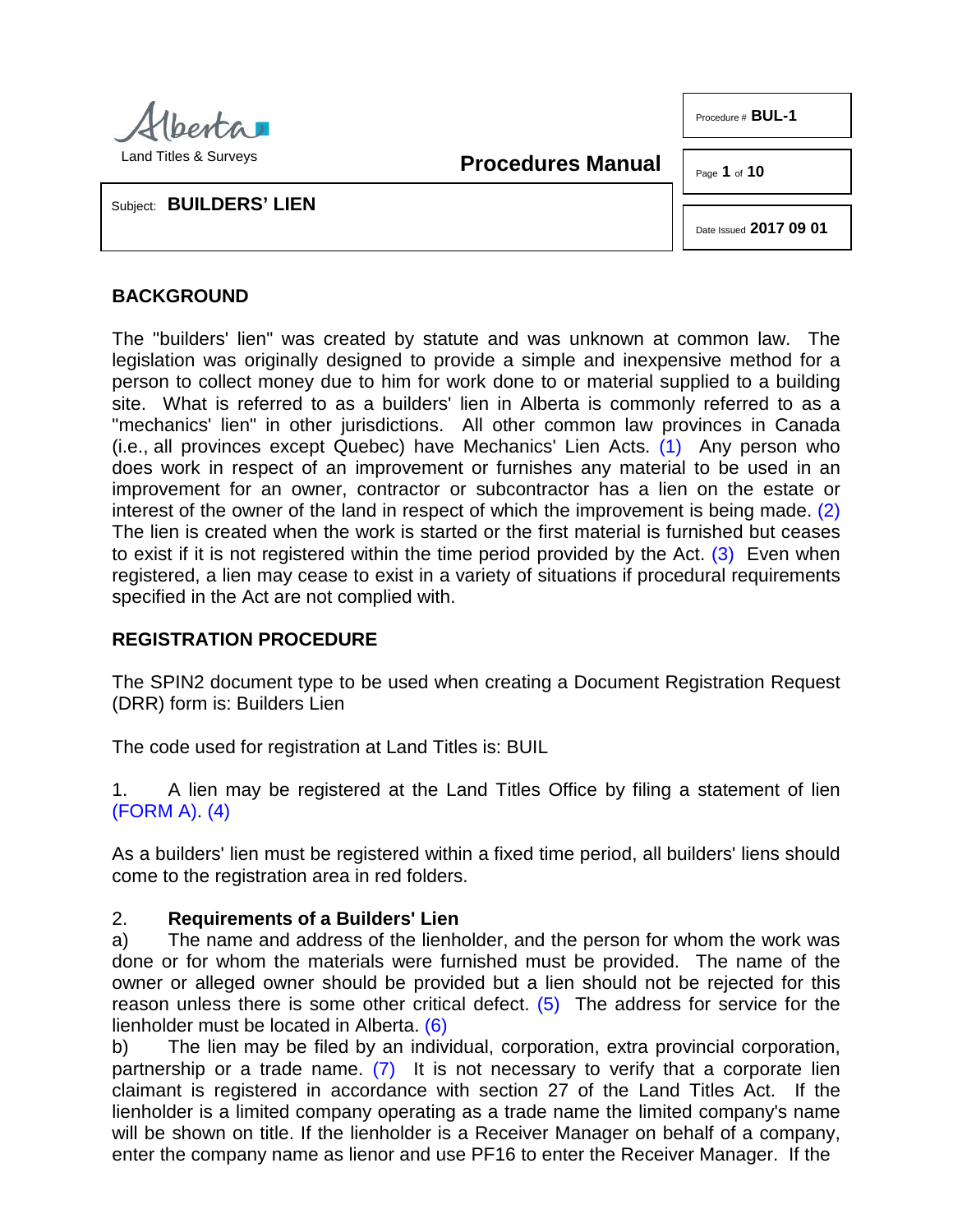Alberta
Land Titles & Surveys

**Procedures Manual**

Procedure # **BUL-1**

Subject: **BUILDERS' LIEN**

Date Issued **2017 09 01**

## BACKGROUND

The "builders' lien" was created by statute and was unknown at common law. The legislation was originally designed to provide a simple and inexpensive method for a person to collect money due to him for work done to or material supplied to a building site. What is referred to as a builders' lien in Alberta is commonly referred to as a "mechanics' lien" in other jurisdictions. All other common law provinces in Canada (i.e., all provinces except Quebec) have Mechanics' Lien Acts. (1) Any person who does work in respect of an improvement or furnishes any material to be used in an improvement for an owner, contractor or subcontractor has a lien on the estate or interest of the owner of the land in respect of which the improvement is being made. (2) The lien is created when the work is started or the first material is furnished but ceases to exist if it is not registered within the time period provided by the Act. (3) Even when registered, a lien may cease to exist in a variety of situations if procedural requirements specified in the Act are not complied with.

## REGISTRATION PROCEDURE

The SPIN2 document type to be used when creating a Document Registration Request (DRR) form is: Builders Lien

The code used for registration at Land Titles is: BUIL

1. A lien may be registered at the Land Titles Office by filing a statement of lien (FORM A). (4)

As a builders' lien must be registered within a fixed time period, all builders' liens should come to the registration area in red folders.

2. **Requirements of a Builders' Lien**

a) The name and address of the lienholder, and the person for whom the work was done or for whom the materials were furnished must be provided. The name of the owner or alleged owner should be provided but a lien should not be rejected for this reason unless there is some other critical defect. (5) The address for service for the lienholder must be located in Alberta. (6)

b) The lien may be filed by an individual, corporation, extra provincial corporation, partnership or a trade name. (7) It is not necessary to verify that a corporate lien claimant is registered in accordance with section 27 of the Land Titles Act. If the lienholder is a limited company operating as a trade name the limited company's name will be shown on title. If the lienholder is a Receiver Manager on behalf of a company, enter the company name as lienor and use PF16 to enter the Receiver Manager. If the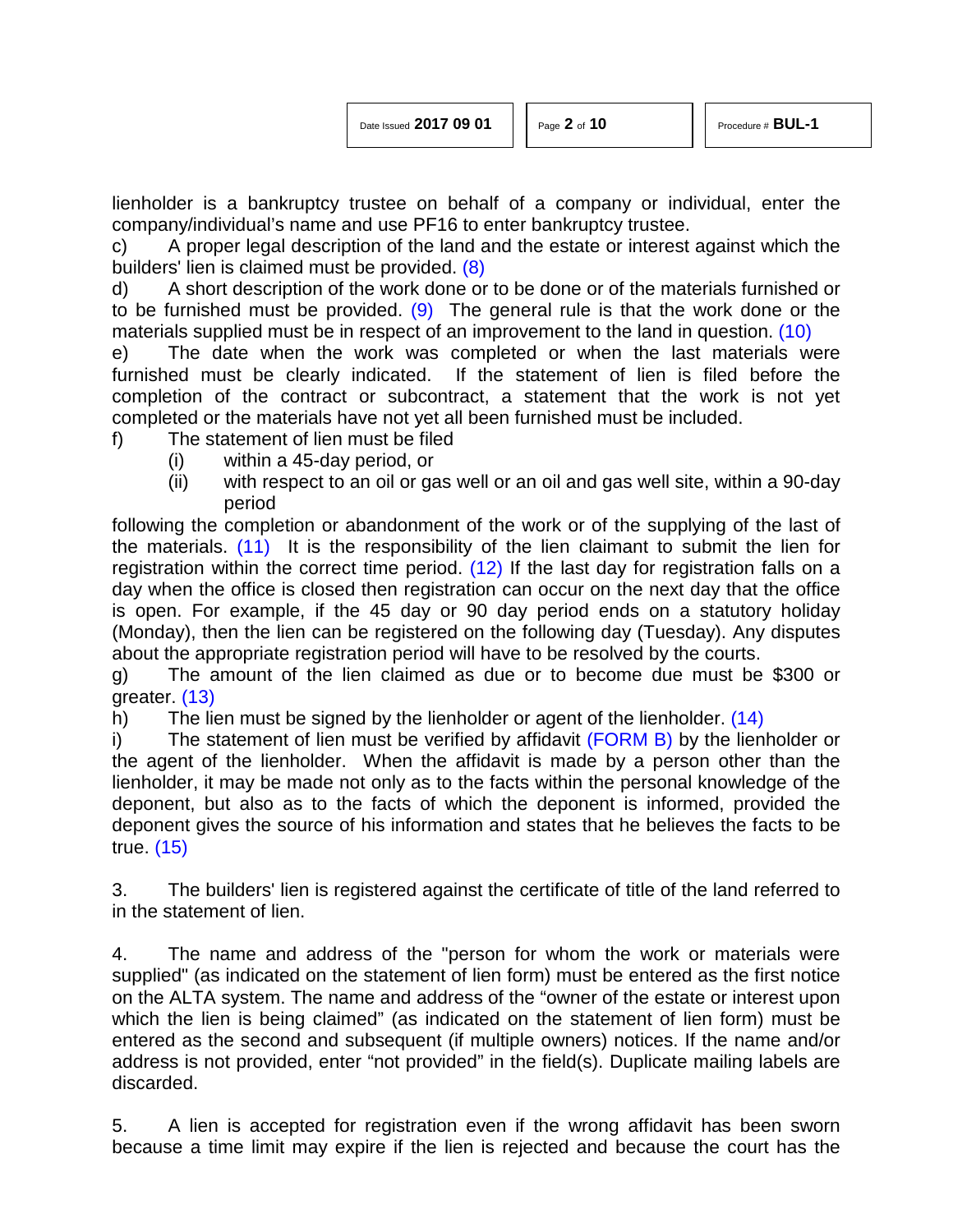lienholder is a bankruptcy trustee on behalf of a company or individual, enter the company/individual's name and use PF16 to enter bankruptcy trustee.

c) A proper legal description of the land and the estate or interest against which the builders' lien is claimed must be provided. (8)

d) A short description of the work done or to be done or of the materials furnished or to be furnished must be provided. (9) The general rule is that the work done or the materials supplied must be in respect of an improvement to the land in question. (10)

e) The date when the work was completed or when the last materials were furnished must be clearly indicated. If the statement of lien is filed before the completion of the contract or subcontract, a statement that the work is not yet completed or the materials have not yet all been furnished must be included.

f) The statement of lien must be filed

   (i) within a 45-day period, or

   (ii) with respect to an oil or gas well or an oil and gas well site, within a 90-day period

following the completion or abandonment of the work or of the supplying of the last of the materials. (11) It is the responsibility of the lien claimant to submit the lien for registration within the correct time period. (12) If the last day for registration falls on a day when the office is closed then registration can occur on the next day that the office is open. For example, if the 45 day or 90 day period ends on a statutory holiday (Monday), then the lien can be registered on the following day (Tuesday). Any disputes about the appropriate registration period will have to be resolved by the courts.

g) The amount of the lien claimed as due or to become due must be $300 or greater. (13)

h) The lien must be signed by the lienholder or agent of the lienholder. (14)

i) The statement of lien must be verified by affidavit (FORM B) by the lienholder or the agent of the lienholder. When the affidavit is made by a person other than the lienholder, it may be made not only as to the facts within the personal knowledge of the deponent, but also as to the facts of which the deponent is informed, provided the deponent gives the source of his information and states that he believes the facts to be true. (15)

3. The builders' lien is registered against the certificate of title of the land referred to in the statement of lien.

4. The name and address of the "person for whom the work or materials were supplied" (as indicated on the statement of lien form) must be entered as the first notice on the ALTA system. The name and address of the "owner of the estate or interest upon which the lien is being claimed" (as indicated on the statement of lien form) must be entered as the second and subsequent (if multiple owners) notices. If the name and/or address is not provided, enter "not provided" in the field(s). Duplicate mailing labels are discarded.

5. A lien is accepted for registration even if the wrong affidavit has been sworn because a time limit may expire if the lien is rejected and because the court has the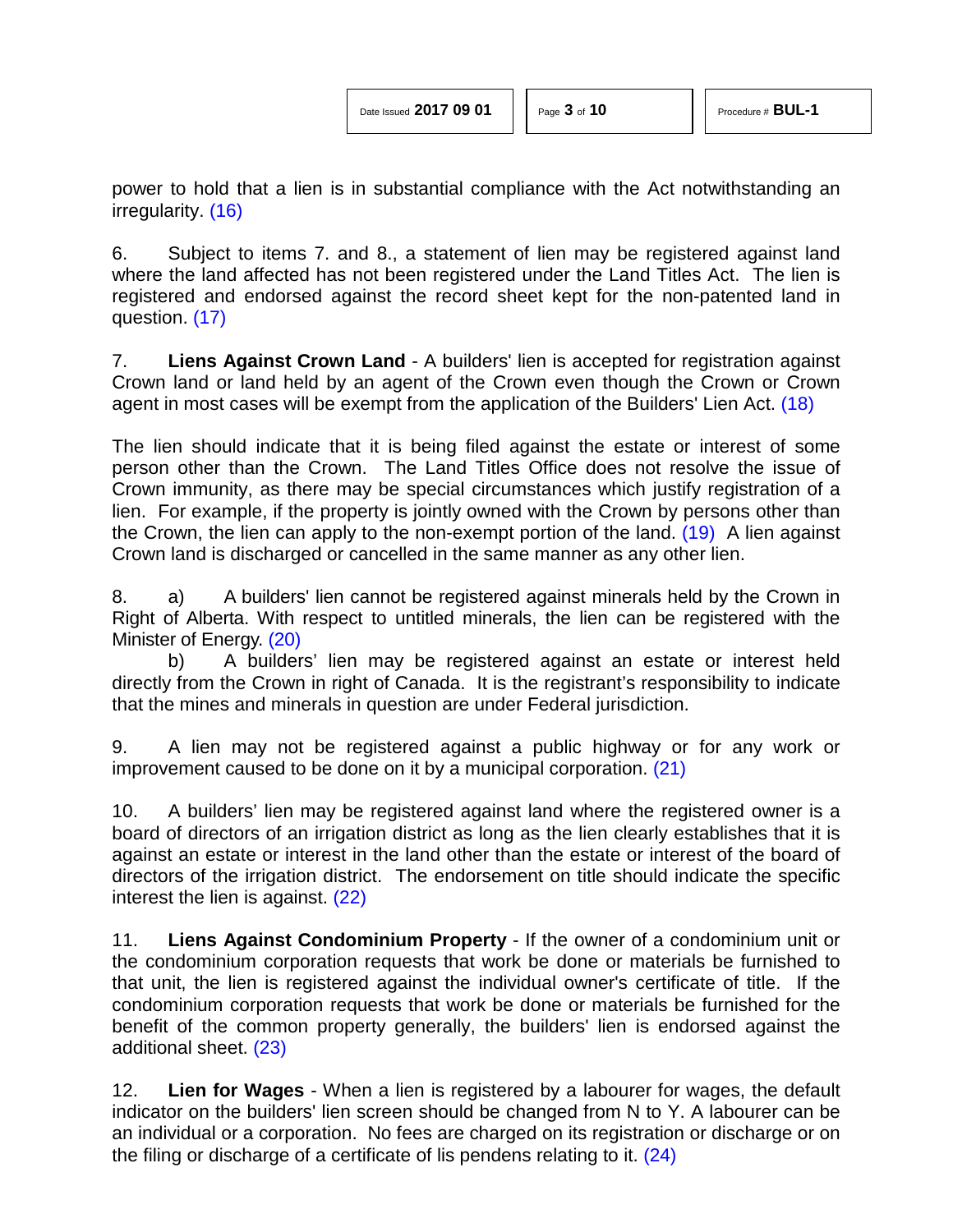power to hold that a lien is in substantial compliance with the Act notwithstanding an irregularity. (16)

6. Subject to items 7. and 8., a statement of lien may be registered against land where the land affected has not been registered under the Land Titles Act. The lien is registered and endorsed against the record sheet kept for the non-patented land in question. (17)

7. **Liens Against Crown Land** - A builders' lien is accepted for registration against Crown land or land held by an agent of the Crown even though the Crown or Crown agent in most cases will be exempt from the application of the Builders' Lien Act. (18)

The lien should indicate that it is being filed against the estate or interest of some person other than the Crown. The Land Titles Office does not resolve the issue of Crown immunity, as there may be special circumstances which justify registration of a lien. For example, if the property is jointly owned with the Crown by persons other than the Crown, the lien can apply to the non-exempt portion of the land. (19) A lien against Crown land is discharged or cancelled in the same manner as any other lien.

8. a) A builders' lien cannot be registered against minerals held by the Crown in Right of Alberta. With respect to untitled minerals, the lien can be registered with the Minister of Energy. (20)

b) A builders' lien may be registered against an estate or interest held directly from the Crown in right of Canada. It is the registrant's responsibility to indicate that the mines and minerals in question are under Federal jurisdiction.

9. A lien may not be registered against a public highway or for any work or improvement caused to be done on it by a municipal corporation. (21)

10. A builders' lien may be registered against land where the registered owner is a board of directors of an irrigation district as long as the lien clearly establishes that it is against an estate or interest in the land other than the estate or interest of the board of directors of the irrigation district. The endorsement on title should indicate the specific interest the lien is against. (22)

11. **Liens Against Condominium Property** - If the owner of a condominium unit or the condominium corporation requests that work be done or materials be furnished to that unit, the lien is registered against the individual owner's certificate of title. If the condominium corporation requests that work be done or materials be furnished for the benefit of the common property generally, the builders' lien is endorsed against the additional sheet. (23)

12. **Lien for Wages** - When a lien is registered by a labourer for wages, the default indicator on the builders' lien screen should be changed from N to Y. A labourer can be an individual or a corporation. No fees are charged on its registration or discharge or on the filing or discharge of a certificate of lis pendens relating to it. (24)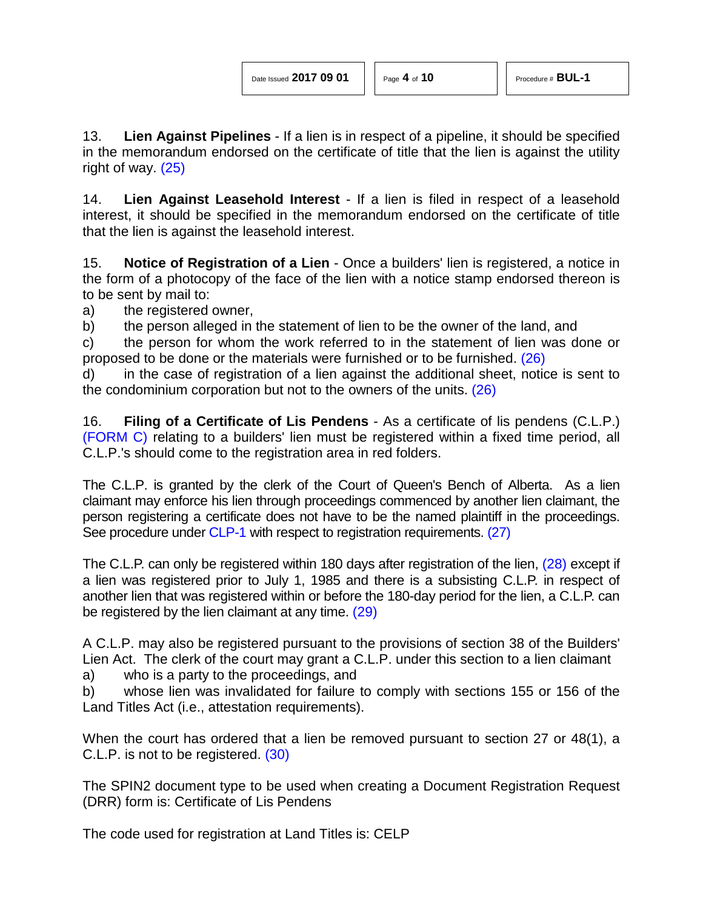13. **Lien Against Pipelines** - If a lien is in respect of a pipeline, it should be specified in the memorandum endorsed on the certificate of title that the lien is against the utility right of way. (25)

14. **Lien Against Leasehold Interest** - If a lien is filed in respect of a leasehold interest, it should be specified in the memorandum endorsed on the certificate of title that the lien is against the leasehold interest.

15. **Notice of Registration of a Lien** - Once a builders' lien is registered, a notice in the form of a photocopy of the face of the lien with a notice stamp endorsed thereon is to be sent by mail to:

a) the registered owner,

b) the person alleged in the statement of lien to be the owner of the land, and

c) the person for whom the work referred to in the statement of lien was done or proposed to be done or the materials were furnished or to be furnished. (26)

d) in the case of registration of a lien against the additional sheet, notice is sent to the condominium corporation but not to the owners of the units. (26)

16. **Filing of a Certificate of Lis Pendens** - As a certificate of lis pendens (C.L.P.) (FORM C) relating to a builders' lien must be registered within a fixed time period, all C.L.P.'s should come to the registration area in red folders.

The C.L.P. is granted by the clerk of the Court of Queen's Bench of Alberta. As a lien claimant may enforce his lien through proceedings commenced by another lien claimant, the person registering a certificate does not have to be the named plaintiff in the proceedings. See procedure under CLP-1 with respect to registration requirements. (27)

The C.L.P. can only be registered within 180 days after registration of the lien, (28) except if a lien was registered prior to July 1, 1985 and there is a subsisting C.L.P. in respect of another lien that was registered within or before the 180-day period for the lien, a C.L.P. can be registered by the lien claimant at any time. (29)

A C.L.P. may also be registered pursuant to the provisions of section 38 of the Builders' Lien Act. The clerk of the court may grant a C.L.P. under this section to a lien claimant

a) who is a party to the proceedings, and

b) whose lien was invalidated for failure to comply with sections 155 or 156 of the Land Titles Act (i.e., attestation requirements).

When the court has ordered that a lien be removed pursuant to section 27 or 48(1), a C.L.P. is not to be registered. (30)

The SPIN2 document type to be used when creating a Document Registration Request (DRR) form is: Certificate of Lis Pendens

The code used for registration at Land Titles is: CELP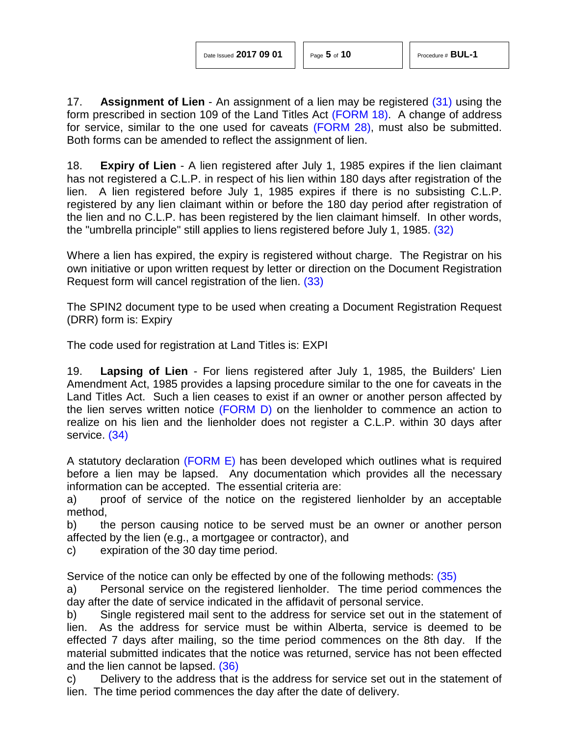17. **Assignment of Lien** - An assignment of a lien may be registered (31) using the form prescribed in section 109 of the Land Titles Act (FORM 18). A change of address for service, similar to the one used for caveats (FORM 28), must also be submitted. Both forms can be amended to reflect the assignment of lien.

18. **Expiry of Lien** - A lien registered after July 1, 1985 expires if the lien claimant has not registered a C.L.P. in respect of his lien within 180 days after registration of the lien. A lien registered before July 1, 1985 expires if there is no subsisting C.L.P. registered by any lien claimant within or before the 180 day period after registration of the lien and no C.L.P. has been registered by the lien claimant himself. In other words, the "umbrella principle" still applies to liens registered before July 1, 1985. (32)

Where a lien has expired, the expiry is registered without charge. The Registrar on his own initiative or upon written request by letter or direction on the Document Registration Request form will cancel registration of the lien. (33)

The SPIN2 document type to be used when creating a Document Registration Request (DRR) form is: Expiry

The code used for registration at Land Titles is: EXPI

19. **Lapsing of Lien** - For liens registered after July 1, 1985, the Builders' Lien Amendment Act, 1985 provides a lapsing procedure similar to the one for caveats in the Land Titles Act. Such a lien ceases to exist if an owner or another person affected by the lien serves written notice (FORM D) on the lienholder to commence an action to realize on his lien and the lienholder does not register a C.L.P. within 30 days after service. (34)

A statutory declaration (FORM E) has been developed which outlines what is required before a lien may be lapsed. Any documentation which provides all the necessary information can be accepted. The essential criteria are:

a) proof of service of the notice on the registered lienholder by an acceptable method,

b) the person causing notice to be served must be an owner or another person affected by the lien (e.g., a mortgagee or contractor), and

c) expiration of the 30 day time period.

Service of the notice can only be effected by one of the following methods: (35)

a) Personal service on the registered lienholder. The time period commences the day after the date of service indicated in the affidavit of personal service.

b) Single registered mail sent to the address for service set out in the statement of lien. As the address for service must be within Alberta, service is deemed to be effected 7 days after mailing, so the time period commences on the 8th day. If the material submitted indicates that the notice was returned, service has not been effected and the lien cannot be lapsed. (36)

c) Delivery to the address that is the address for service set out in the statement of lien. The time period commences the day after the date of delivery.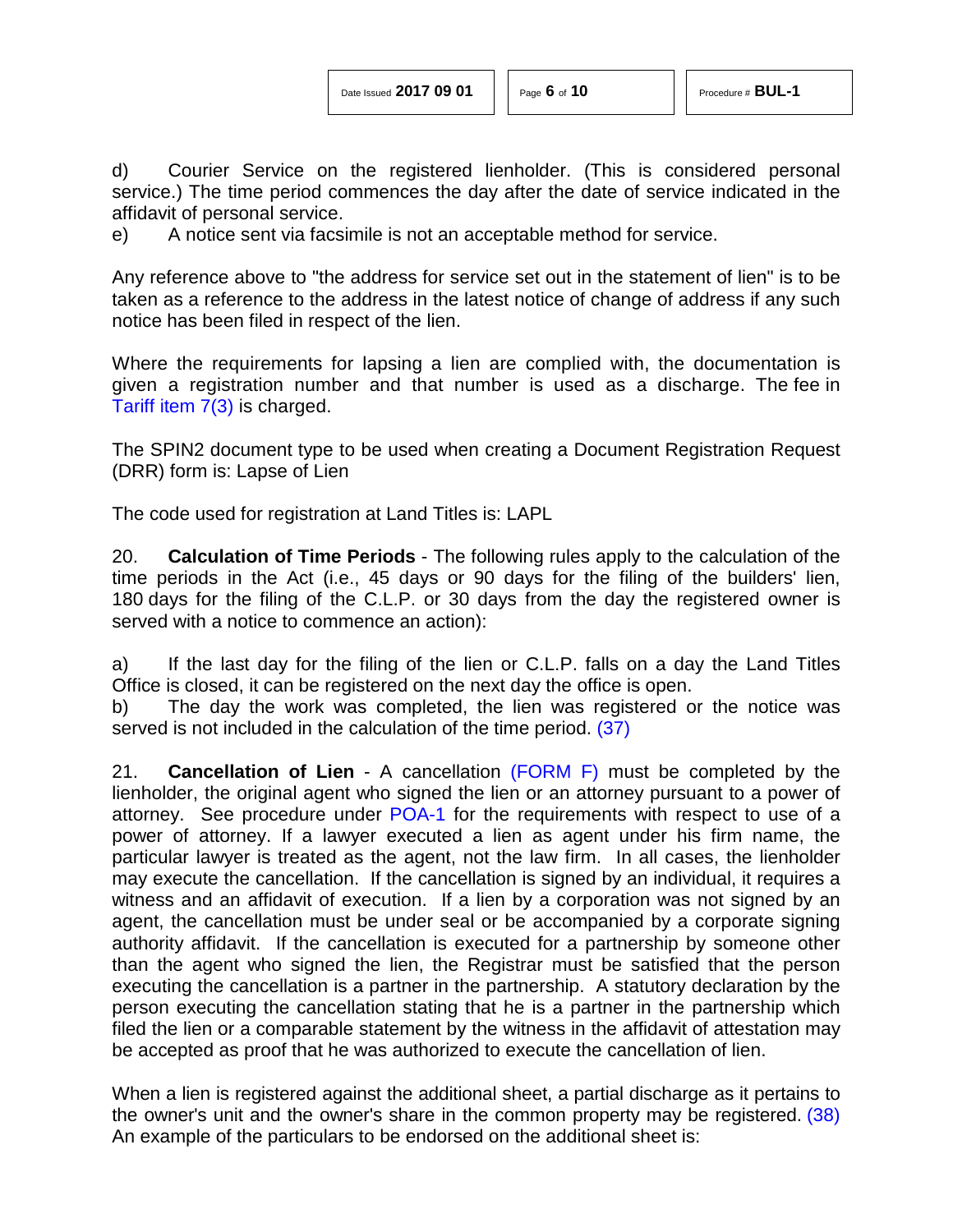d) Courier Service on the registered lienholder. (This is considered personal service.) The time period commences the day after the date of service indicated in the affidavit of personal service.

e) A notice sent via facsimile is not an acceptable method for service.

Any reference above to "the address for service set out in the statement of lien" is to be taken as a reference to the address in the latest notice of change of address if any such notice has been filed in respect of the lien.

Where the requirements for lapsing a lien are complied with, the documentation is given a registration number and that number is used as a discharge. The fee in Tariff item 7(3) is charged.

The SPIN2 document type to be used when creating a Document Registration Request (DRR) form is: Lapse of Lien

The code used for registration at Land Titles is: LAPL

20. **Calculation of Time Periods** - The following rules apply to the calculation of the time periods in the Act (i.e., 45 days or 90 days for the filing of the builders' lien, 180 days for the filing of the C.L.P. or 30 days from the day the registered owner is served with a notice to commence an action):

a) If the last day for the filing of the lien or C.L.P. falls on a day the Land Titles Office is closed, it can be registered on the next day the office is open.

b) The day the work was completed, the lien was registered or the notice was served is not included in the calculation of the time period. (37)

21. **Cancellation of Lien** - A cancellation (FORM F) must be completed by the lienholder, the original agent who signed the lien or an attorney pursuant to a power of attorney. See procedure under POA-1 for the requirements with respect to use of a power of attorney. If a lawyer executed a lien as agent under his firm name, the particular lawyer is treated as the agent, not the law firm. In all cases, the lienholder may execute the cancellation. If the cancellation is signed by an individual, it requires a witness and an affidavit of execution. If a lien by a corporation was not signed by an agent, the cancellation must be under seal or be accompanied by a corporate signing authority affidavit. If the cancellation is executed for a partnership by someone other than the agent who signed the lien, the Registrar must be satisfied that the person executing the cancellation is a partner in the partnership. A statutory declaration by the person executing the cancellation stating that he is a partner in the partnership which filed the lien or a comparable statement by the witness in the affidavit of attestation may be accepted as proof that he was authorized to execute the cancellation of lien.

When a lien is registered against the additional sheet, a partial discharge as it pertains to the owner's unit and the owner's share in the common property may be registered. (38) An example of the particulars to be endorsed on the additional sheet is: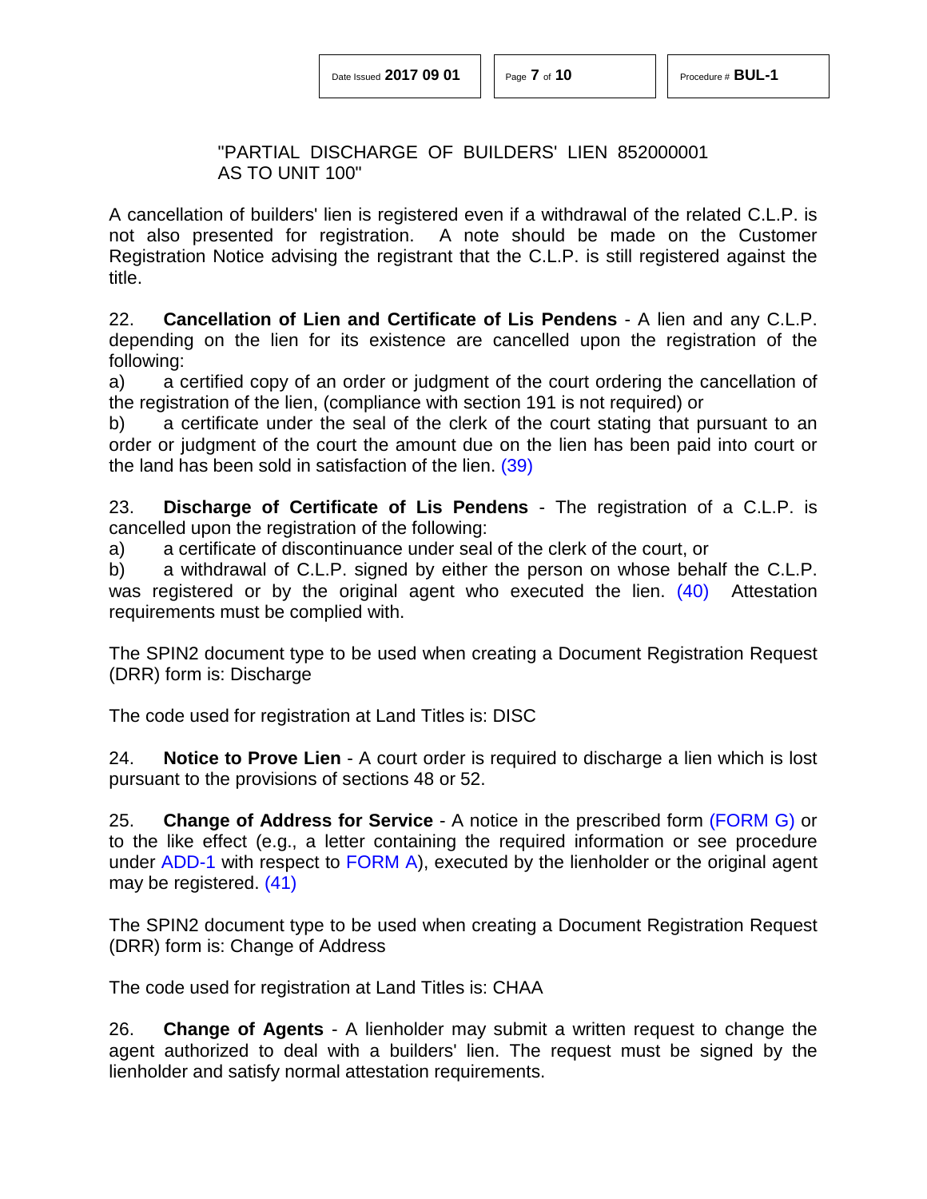"PARTIAL DISCHARGE OF BUILDERS' LIEN 852000001 AS TO UNIT 100"

A cancellation of builders' lien is registered even if a withdrawal of the related C.L.P. is not also presented for registration. A note should be made on the Customer Registration Notice advising the registrant that the C.L.P. is still registered against the title.

22. **Cancellation of Lien and Certificate of Lis Pendens** - A lien and any C.L.P. depending on the lien for its existence are cancelled upon the registration of the following:

a) a certified copy of an order or judgment of the court ordering the cancellation of the registration of the lien, (compliance with section 191 is not required) or

b) a certificate under the seal of the clerk of the court stating that pursuant to an order or judgment of the court the amount due on the lien has been paid into court or the land has been sold in satisfaction of the lien. (39)

23. **Discharge of Certificate of Lis Pendens** - The registration of a C.L.P. is cancelled upon the registration of the following:

a) a certificate of discontinuance under seal of the clerk of the court, or

b) a withdrawal of C.L.P. signed by either the person on whose behalf the C.L.P. was registered or by the original agent who executed the lien. (40) Attestation requirements must be complied with.

The SPIN2 document type to be used when creating a Document Registration Request (DRR) form is: Discharge

The code used for registration at Land Titles is: DISC

24. **Notice to Prove Lien** - A court order is required to discharge a lien which is lost pursuant to the provisions of sections 48 or 52.

25. **Change of Address for Service** - A notice in the prescribed form (FORM G) or to the like effect (e.g., a letter containing the required information or see procedure under ADD-1 with respect to FORM A), executed by the lienholder or the original agent may be registered. (41)

The SPIN2 document type to be used when creating a Document Registration Request (DRR) form is: Change of Address

The code used for registration at Land Titles is: CHAA

26. **Change of Agents** - A lienholder may submit a written request to change the agent authorized to deal with a builders' lien. The request must be signed by the lienholder and satisfy normal attestation requirements.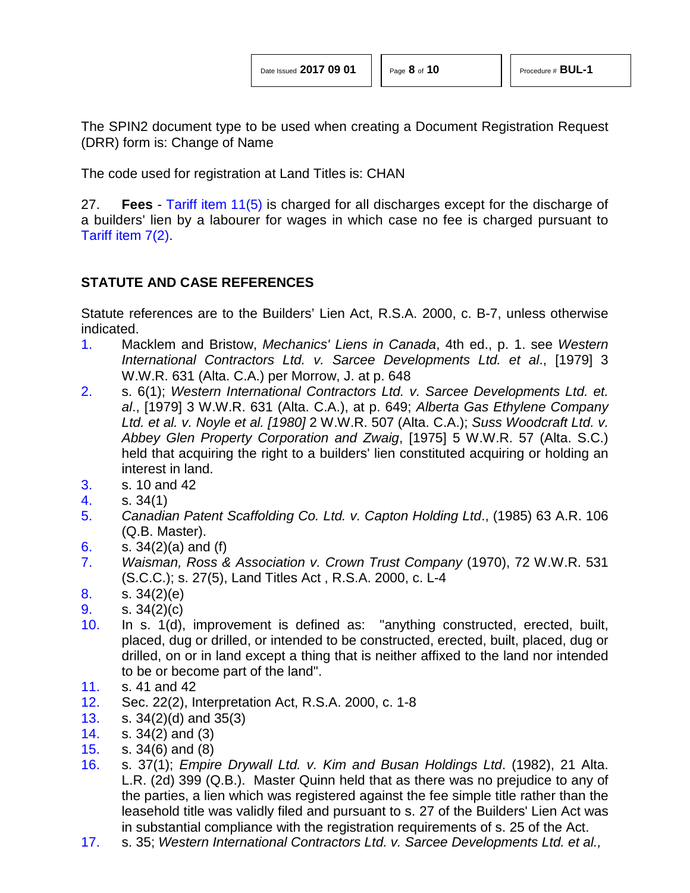The SPIN2 document type to be used when creating a Document Registration Request (DRR) form is: Change of Name

The code used for registration at Land Titles is: CHAN

27. **Fees** - Tariff item 11(5) is charged for all discharges except for the discharge of a builders' lien by a labourer for wages in which case no fee is charged pursuant to Tariff item 7(2).

### STATUTE AND CASE REFERENCES

Statute references are to the Builders' Lien Act, R.S.A. 2000, c. B-7, unless otherwise indicated.

1. Macklem and Bristow, *Mechanics' Liens in Canada*, 4th ed., p. 1. see *Western International Contractors Ltd. v. Sarcee Developments Ltd. et al*., [1979] 3 W.W.R. 631 (Alta. C.A.) per Morrow, J. at p. 648
2. s. 6(1); *Western International Contractors Ltd. v. Sarcee Developments Ltd. et. al*., [1979] 3 W.W.R. 631 (Alta. C.A.), at p. 649; *Alberta Gas Ethylene Company Ltd. et al. v. Noyle et al. [1980]* 2 W.W.R. 507 (Alta. C.A.); *Suss Woodcraft Ltd. v. Abbey Glen Property Corporation and Zwaig*, [1975] 5 W.W.R. 57 (Alta. S.C.) held that acquiring the right to a builders' lien constituted acquiring or holding an interest in land.
3. s. 10 and 42
4. s. 34(1)
5. *Canadian Patent Scaffolding Co. Ltd. v. Capton Holding Ltd*., (1985) 63 A.R. 106 (Q.B. Master).
6. s. 34(2)(a) and (f)
7. *Waisman, Ross & Association v. Crown Trust Company* (1970), 72 W.W.R. 531 (S.C.C.); s. 27(5), Land Titles Act , R.S.A. 2000, c. L-4
8. s. 34(2)(e)
9. s. 34(2)(c)
10. In s. 1(d), improvement is defined as: "anything constructed, erected, built, placed, dug or drilled, or intended to be constructed, erected, built, placed, dug or drilled, on or in land except a thing that is neither affixed to the land nor intended to be or become part of the land".
11. s. 41 and 42
12. Sec. 22(2), Interpretation Act, R.S.A. 2000, c. 1-8
13. s. 34(2)(d) and 35(3)
14. s. 34(2) and (3)
15. s. 34(6) and (8)
16. s. 37(1); *Empire Drywall Ltd. v. Kim and Busan Holdings Ltd*. (1982), 21 Alta. L.R. (2d) 399 (Q.B.). Master Quinn held that as there was no prejudice to any of the parties, a lien which was registered against the fee simple title rather than the leasehold title was validly filed and pursuant to s. 27 of the Builders' Lien Act was in substantial compliance with the registration requirements of s. 25 of the Act.
17. s. 35; *Western International Contractors Ltd. v. Sarcee Developments Ltd. et al.,*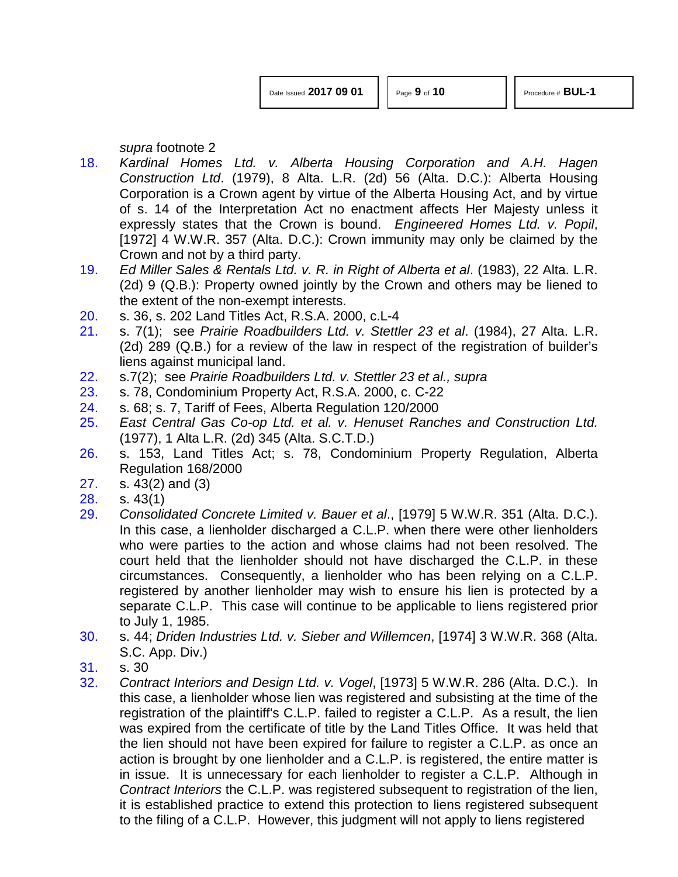*supra* footnote 2

18. *Kardinal Homes Ltd. v. Alberta Housing Corporation and A.H. Hagen Construction Ltd*. (1979), 8 Alta. L.R. (2d) 56 (Alta. D.C.): Alberta Housing Corporation is a Crown agent by virtue of the Alberta Housing Act, and by virtue of s. 14 of the Interpretation Act no enactment affects Her Majesty unless it expressly states that the Crown is bound. *Engineered Homes Ltd. v. Popil*, [1972] 4 W.W.R. 357 (Alta. D.C.): Crown immunity may only be claimed by the Crown and not by a third party.
19. *Ed Miller Sales & Rentals Ltd. v. R. in Right of Alberta et al*. (1983), 22 Alta. L.R. (2d) 9 (Q.B.): Property owned jointly by the Crown and others may be liened to the extent of the non-exempt interests.
20. s. 36, s. 202 Land Titles Act, R.S.A. 2000, c.L-4
21. s. 7(1); see *Prairie Roadbuilders Ltd. v. Stettler 23 et al*. (1984), 27 Alta. L.R. (2d) 289 (Q.B.) for a review of the law in respect of the registration of builder's liens against municipal land.
22. s.7(2); see *Prairie Roadbuilders Ltd. v. Stettler 23 et al., supra*
23. s. 78, Condominium Property Act, R.S.A. 2000, c. C-22
24. s. 68; s. 7, Tariff of Fees, Alberta Regulation 120/2000
25. *East Central Gas Co-op Ltd. et al. v. Henuset Ranches and Construction Ltd.* (1977), 1 Alta L.R. (2d) 345 (Alta. S.C.T.D.)
26. s. 153, Land Titles Act; s. 78, Condominium Property Regulation, Alberta Regulation 168/2000
27. s. 43(2) and (3)
28. s. 43(1)
29. *Consolidated Concrete Limited v. Bauer et al*., [1979] 5 W.W.R. 351 (Alta. D.C.). In this case, a lienholder discharged a C.L.P. when there were other lienholders who were parties to the action and whose claims had not been resolved. The court held that the lienholder should not have discharged the C.L.P. in these circumstances. Consequently, a lienholder who has been relying on a C.L.P. registered by another lienholder may wish to ensure his lien is protected by a separate C.L.P. This case will continue to be applicable to liens registered prior to July 1, 1985.
30. s. 44; *Driden Industries Ltd. v. Sieber and Willemcen*, [1974] 3 W.W.R. 368 (Alta. S.C. App. Div.)
31. s. 30
32. *Contract Interiors and Design Ltd. v. Vogel*, [1973] 5 W.W.R. 286 (Alta. D.C.). In this case, a lienholder whose lien was registered and subsisting at the time of the registration of the plaintiff's C.L.P. failed to register a C.L.P. As a result, the lien was expired from the certificate of title by the Land Titles Office. It was held that the lien should not have been expired for failure to register a C.L.P. as once an action is brought by one lienholder and a C.L.P. is registered, the entire matter is in issue. It is unnecessary for each lienholder to register a C.L.P. Although in *Contract Interiors* the C.L.P. was registered subsequent to registration of the lien, it is established practice to extend this protection to liens registered subsequent to the filing of a C.L.P. However, this judgment will not apply to liens registered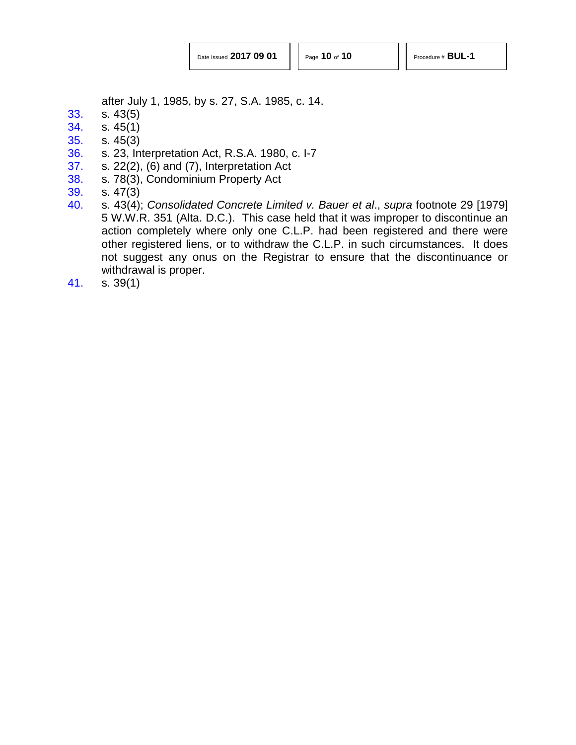after July 1, 1985, by s. 27, S.A. 1985, c. 14.

33. s. 43(5)
34. s. 45(1)
35. s. 45(3)
36. s. 23, Interpretation Act, R.S.A. 1980, c. I-7
37. s. 22(2), (6) and (7), Interpretation Act
38. s. 78(3), Condominium Property Act
39. s. 47(3)
40. s. 43(4); *Consolidated Concrete Limited v. Bauer et al*., *supra* footnote 29 [1979] 5 W.W.R. 351 (Alta. D.C.). This case held that it was improper to discontinue an action completely where only one C.L.P. had been registered and there were other registered liens, or to withdraw the C.L.P. in such circumstances. It does not suggest any onus on the Registrar to ensure that the discontinuance or withdrawal is proper.
41. s. 39(1)